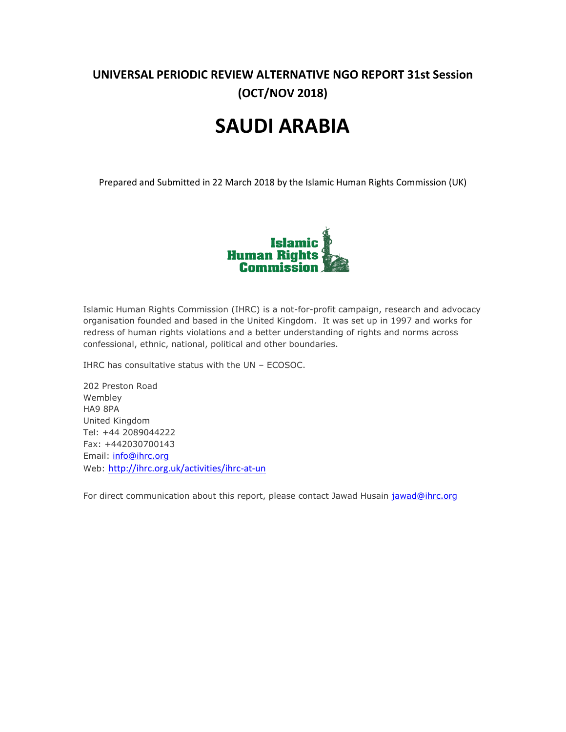## UNIVERSAL PERIODIC REVIEW ALTERNATIVE NGO REPORT 31st Session (OCT/NOV 2018)

# SAUDI ARABIA

Prepared and Submitted in 22 March 2018 by the Islamic Human Rights Commission (UK)

Islamic Human Rights Commission

Islamic Human Rights Commission (IHRC) is a not-for-profit campaign, research and advocacy organisation founded and based in the United Kingdom. It was set up in 1997 and works for redress of human rights violations and a better understanding of rights and norms across confessional, ethnic, national, political and other boundaries.

IHRC has consultative status with the UN – ECOSOC.

202 Preston Road
Wembley
HA9 8PA
United Kingdom
Tel: +44 2089044222
Fax: +442030700143
Email: info@ihrc.org
Web: http://ihrc.org.uk/activities/ihrc-at-un

For direct communication about this report, please contact Jawad Husain jawad@ihrc.org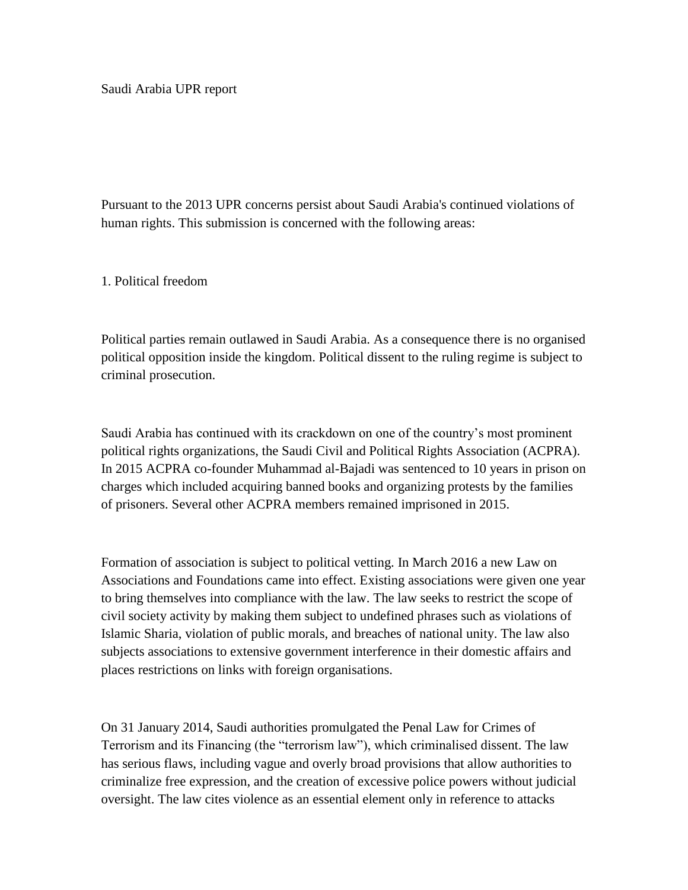Saudi Arabia UPR report

Pursuant to the 2013 UPR concerns persist about Saudi Arabia's continued violations of human rights. This submission is concerned with the following areas:

1. Political freedom

Political parties remain outlawed in Saudi Arabia. As a consequence there is no organised political opposition inside the kingdom. Political dissent to the ruling regime is subject to criminal prosecution.

Saudi Arabia has continued with its crackdown on one of the country's most prominent political rights organizations, the Saudi Civil and Political Rights Association (ACPRA). In 2015 ACPRA co-founder Muhammad al-Bajadi was sentenced to 10 years in prison on charges which included acquiring banned books and organizing protests by the families of prisoners. Several other ACPRA members remained imprisoned in 2015.

Formation of association is subject to political vetting. In March 2016 a new Law on Associations and Foundations came into effect. Existing associations were given one year to bring themselves into compliance with the law. The law seeks to restrict the scope of civil society activity by making them subject to undefined phrases such as violations of Islamic Sharia, violation of public morals, and breaches of national unity. The law also subjects associations to extensive government interference in their domestic affairs and places restrictions on links with foreign organisations.

On 31 January 2014, Saudi authorities promulgated the Penal Law for Crimes of Terrorism and its Financing (the "terrorism law"), which criminalised dissent. The law has serious flaws, including vague and overly broad provisions that allow authorities to criminalize free expression, and the creation of excessive police powers without judicial oversight. The law cites violence as an essential element only in reference to attacks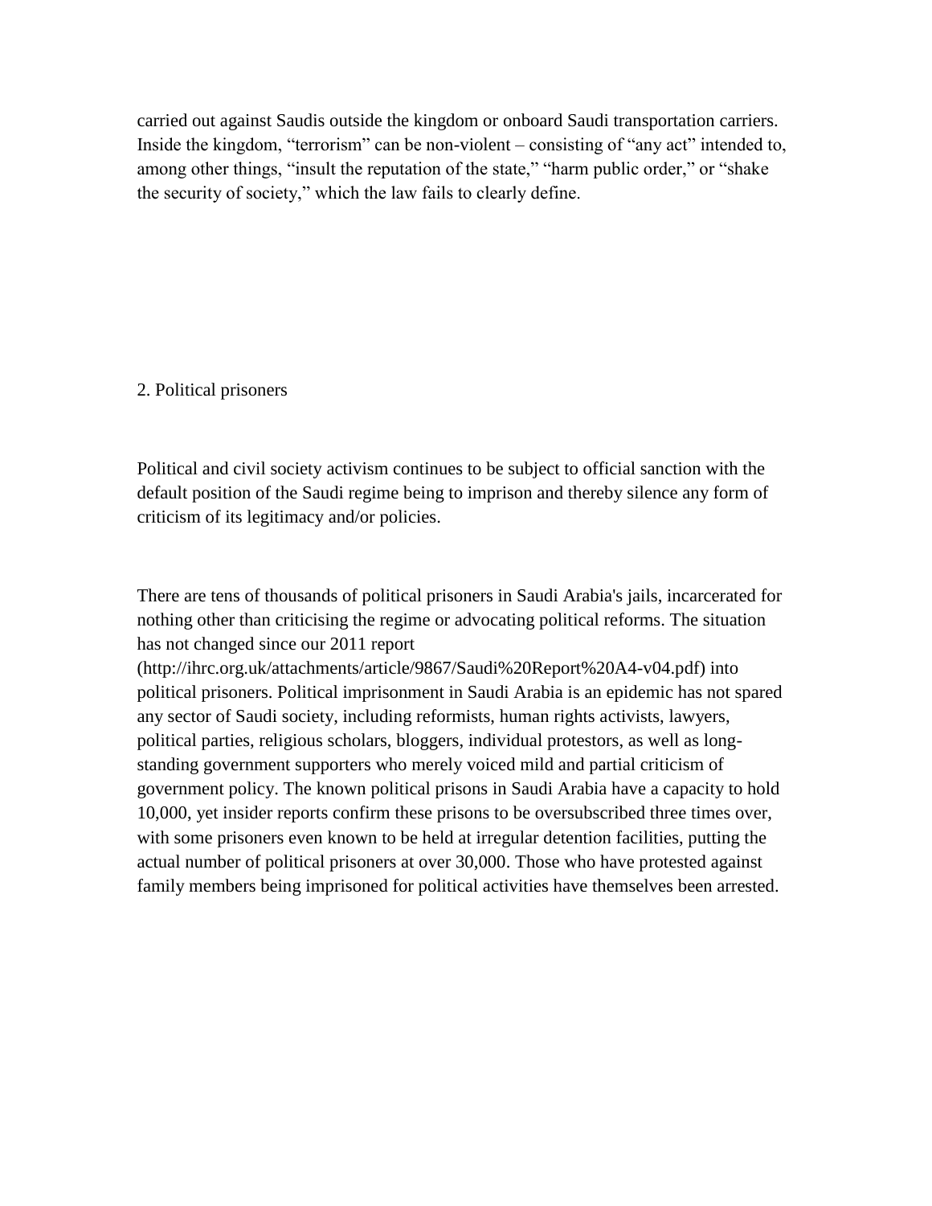carried out against Saudis outside the kingdom or onboard Saudi transportation carriers. Inside the kingdom, "terrorism" can be non-violent – consisting of "any act" intended to, among other things, "insult the reputation of the state," "harm public order," or "shake the security of society," which the law fails to clearly define.

## 2. Political prisoners

Political and civil society activism continues to be subject to official sanction with the default position of the Saudi regime being to imprison and thereby silence any form of criticism of its legitimacy and/or policies.

There are tens of thousands of political prisoners in Saudi Arabia's jails, incarcerated for nothing other than criticising the regime or advocating political reforms. The situation has not changed since our 2011 report (http://ihrc.org.uk/attachments/article/9867/Saudi%20Report%20A4-v04.pdf) into political prisoners. Political imprisonment in Saudi Arabia is an epidemic has not spared any sector of Saudi society, including reformists, human rights activists, lawyers, political parties, religious scholars, bloggers, individual protestors, as well as long-standing government supporters who merely voiced mild and partial criticism of government policy. The known political prisons in Saudi Arabia have a capacity to hold 10,000, yet insider reports confirm these prisons to be oversubscribed three times over, with some prisoners even known to be held at irregular detention facilities, putting the actual number of political prisoners at over 30,000. Those who have protested against family members being imprisoned for political activities have themselves been arrested.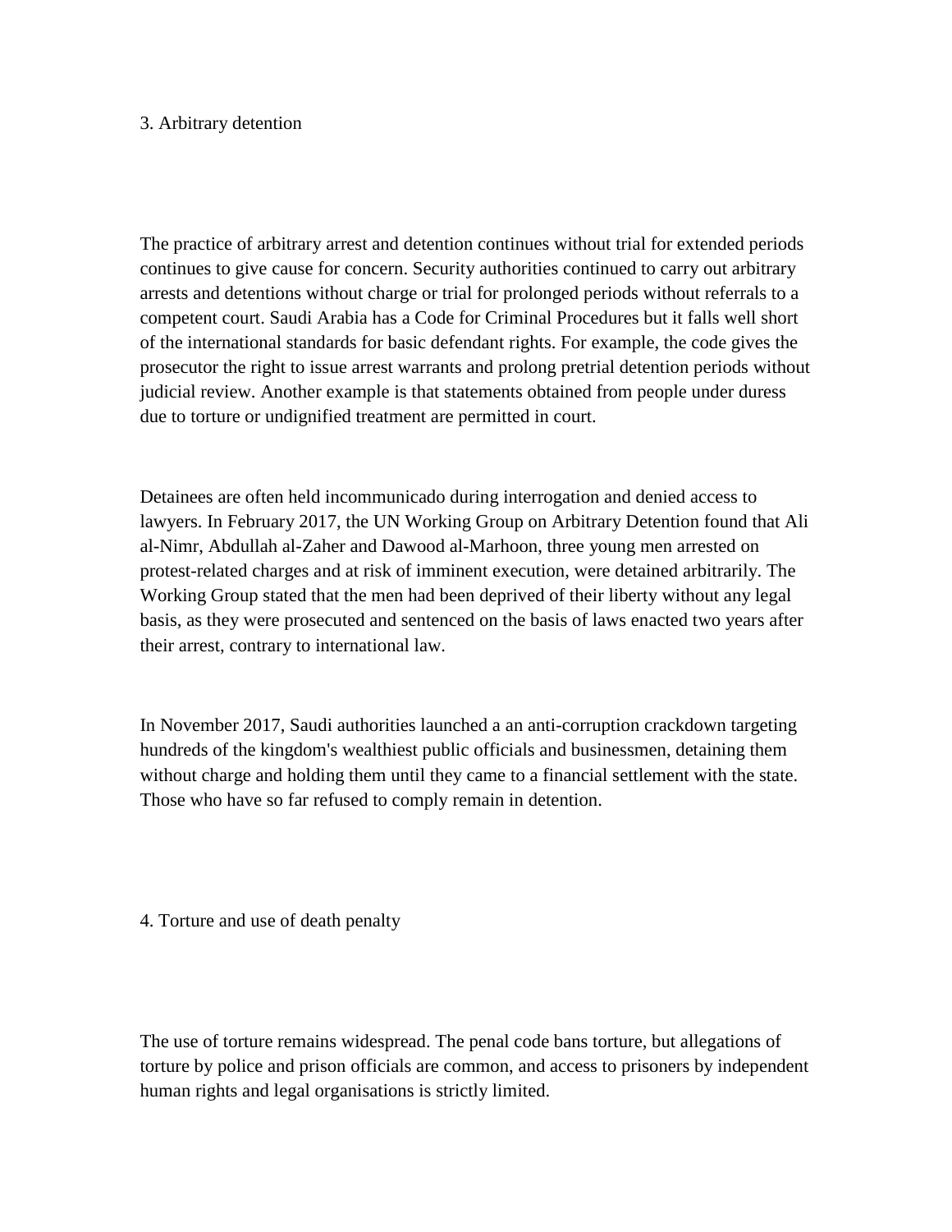## 3. Arbitrary detention

The practice of arbitrary arrest and detention continues without trial for extended periods continues to give cause for concern. Security authorities continued to carry out arbitrary arrests and detentions without charge or trial for prolonged periods without referrals to a competent court. Saudi Arabia has a Code for Criminal Procedures but it falls well short of the international standards for basic defendant rights. For example, the code gives the prosecutor the right to issue arrest warrants and prolong pretrial detention periods without judicial review. Another example is that statements obtained from people under duress due to torture or undignified treatment are permitted in court.

Detainees are often held incommunicado during interrogation and denied access to lawyers. In February 2017, the UN Working Group on Arbitrary Detention found that Ali al-Nimr, Abdullah al-Zaher and Dawood al-Marhoon, three young men arrested on protest-related charges and at risk of imminent execution, were detained arbitrarily. The Working Group stated that the men had been deprived of their liberty without any legal basis, as they were prosecuted and sentenced on the basis of laws enacted two years after their arrest, contrary to international law.

In November 2017, Saudi authorities launched a an anti-corruption crackdown targeting hundreds of the kingdom's wealthiest public officials and businessmen, detaining them without charge and holding them until they came to a financial settlement with the state. Those who have so far refused to comply remain in detention.

## 4. Torture and use of death penalty

The use of torture remains widespread. The penal code bans torture, but allegations of torture by police and prison officials are common, and access to prisoners by independent human rights and legal organisations is strictly limited.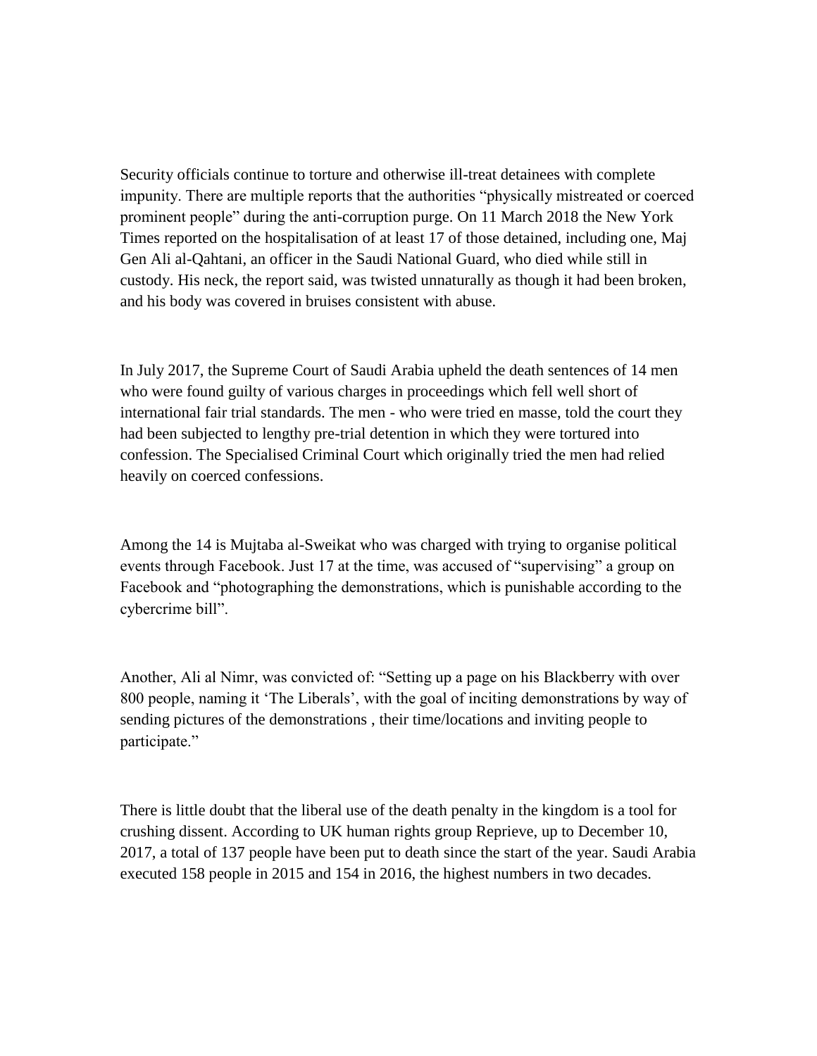Security officials continue to torture and otherwise ill-treat detainees with complete impunity. There are multiple reports that the authorities "physically mistreated or coerced prominent people" during the anti-corruption purge. On 11 March 2018 the New York Times reported on the hospitalisation of at least 17 of those detained, including one, Maj Gen Ali al-Qahtani, an officer in the Saudi National Guard, who died while still in custody. His neck, the report said, was twisted unnaturally as though it had been broken, and his body was covered in bruises consistent with abuse.

In July 2017, the Supreme Court of Saudi Arabia upheld the death sentences of 14 men who were found guilty of various charges in proceedings which fell well short of international fair trial standards. The men - who were tried en masse, told the court they had been subjected to lengthy pre-trial detention in which they were tortured into confession. The Specialised Criminal Court which originally tried the men had relied heavily on coerced confessions.

Among the 14 is Mujtaba al-Sweikat who was charged with trying to organise political events through Facebook. Just 17 at the time, was accused of "supervising" a group on Facebook and "photographing the demonstrations, which is punishable according to the cybercrime bill".

Another, Ali al Nimr, was convicted of: "Setting up a page on his Blackberry with over 800 people, naming it 'The Liberals', with the goal of inciting demonstrations by way of sending pictures of the demonstrations , their time/locations and inviting people to participate."

There is little doubt that the liberal use of the death penalty in the kingdom is a tool for crushing dissent. According to UK human rights group Reprieve, up to December 10, 2017, a total of 137 people have been put to death since the start of the year. Saudi Arabia executed 158 people in 2015 and 154 in 2016, the highest numbers in two decades.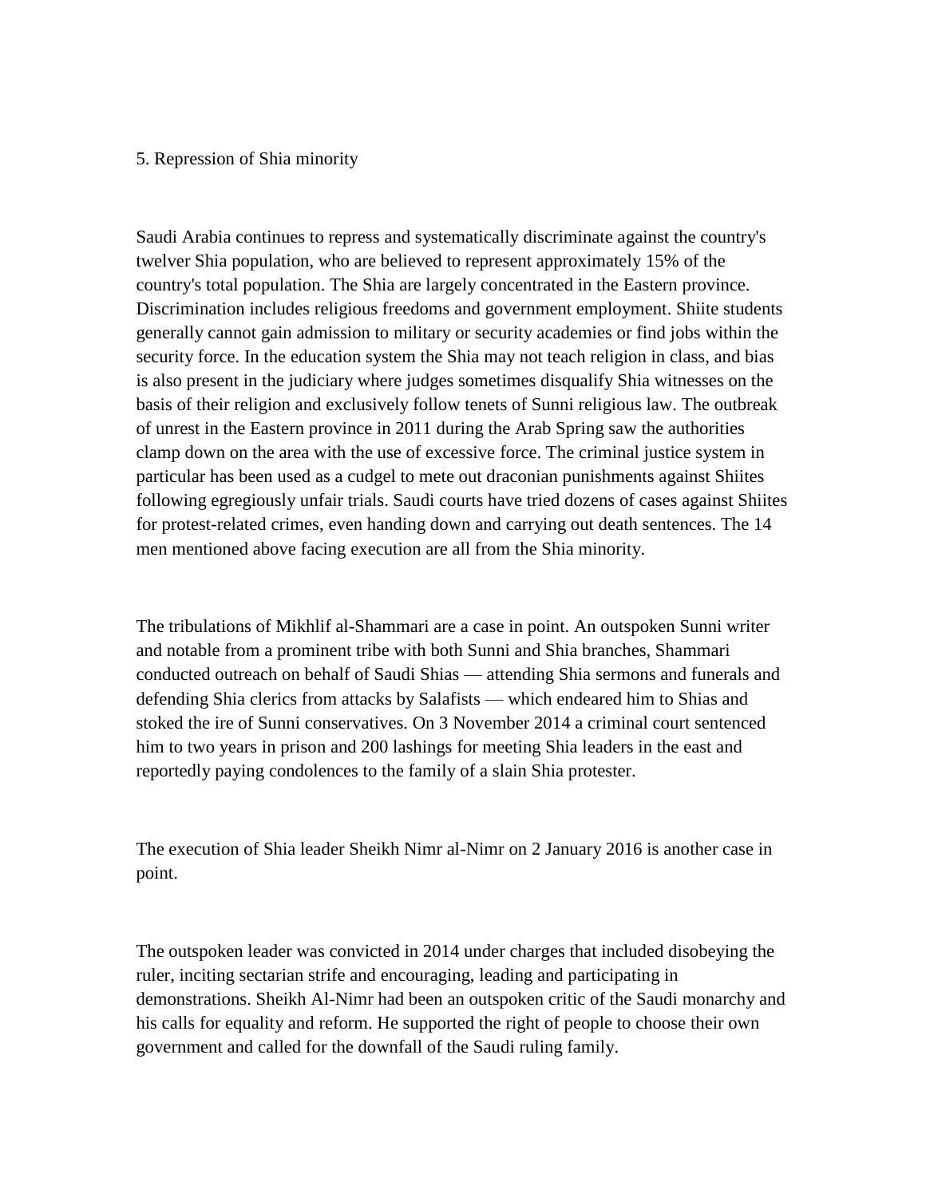## 5. Repression of Shia minority

Saudi Arabia continues to repress and systematically discriminate against the country's twelver Shia population, who are believed to represent approximately 15% of the country's total population. The Shia are largely concentrated in the Eastern province. Discrimination includes religious freedoms and government employment. Shiite students generally cannot gain admission to military or security academies or find jobs within the security force. In the education system the Shia may not teach religion in class, and bias is also present in the judiciary where judges sometimes disqualify Shia witnesses on the basis of their religion and exclusively follow tenets of Sunni religious law. The outbreak of unrest in the Eastern province in 2011 during the Arab Spring saw the authorities clamp down on the area with the use of excessive force. The criminal justice system in particular has been used as a cudgel to mete out draconian punishments against Shiites following egregiously unfair trials. Saudi courts have tried dozens of cases against Shiites for protest-related crimes, even handing down and carrying out death sentences. The 14 men mentioned above facing execution are all from the Shia minority.

The tribulations of Mikhlif al-Shammari are a case in point. An outspoken Sunni writer and notable from a prominent tribe with both Sunni and Shia branches, Shammari conducted outreach on behalf of Saudi Shias — attending Shia sermons and funerals and defending Shia clerics from attacks by Salafists — which endeared him to Shias and stoked the ire of Sunni conservatives. On 3 November 2014 a criminal court sentenced him to two years in prison and 200 lashings for meeting Shia leaders in the east and reportedly paying condolences to the family of a slain Shia protester.

The execution of Shia leader Sheikh Nimr al-Nimr on 2 January 2016 is another case in point.

The outspoken leader was convicted in 2014 under charges that included disobeying the ruler, inciting sectarian strife and encouraging, leading and participating in demonstrations. Sheikh Al-Nimr had been an outspoken critic of the Saudi monarchy and his calls for equality and reform. He supported the right of people to choose their own government and called for the downfall of the Saudi ruling family.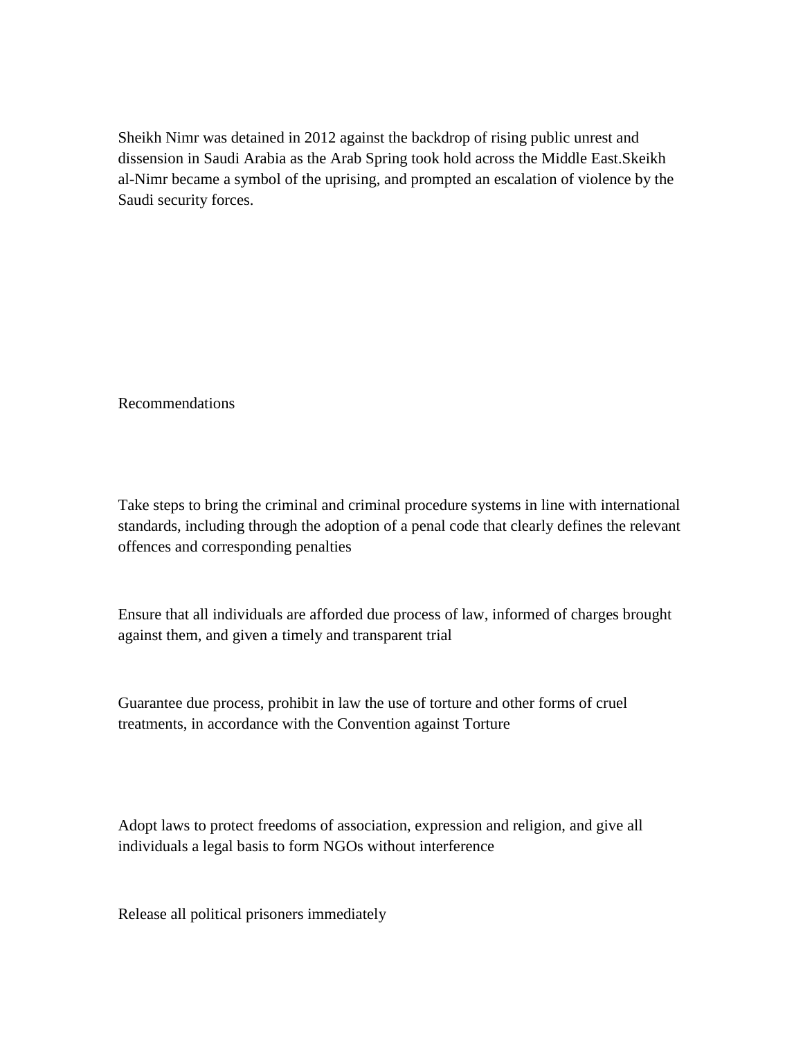Sheikh Nimr was detained in 2012 against the backdrop of rising public unrest and dissension in Saudi Arabia as the Arab Spring took hold across the Middle East.Skeikh al-Nimr became a symbol of the uprising, and prompted an escalation of violence by the Saudi security forces.

## Recommendations

Take steps to bring the criminal and criminal procedure systems in line with international standards, including through the adoption of a penal code that clearly defines the relevant offences and corresponding penalties

Ensure that all individuals are afforded due process of law, informed of charges brought against them, and given a timely and transparent trial

Guarantee due process, prohibit in law the use of torture and other forms of cruel treatments, in accordance with the Convention against Torture

Adopt laws to protect freedoms of association, expression and religion, and give all individuals a legal basis to form NGOs without interference

Release all political prisoners immediately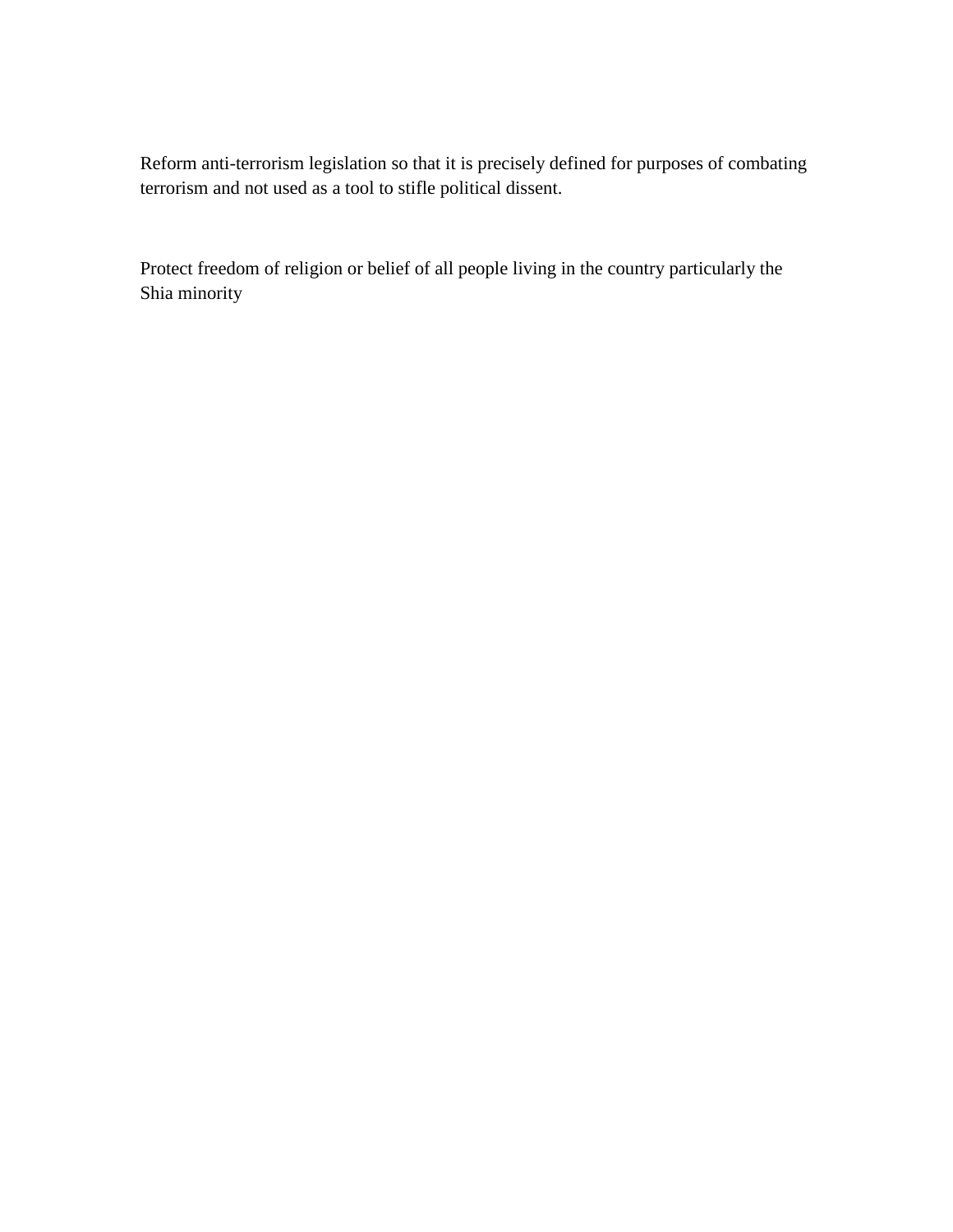Reform anti-terrorism legislation so that it is precisely defined for purposes of combating terrorism and not used as a tool to stifle political dissent.

Protect freedom of religion or belief of all people living in the country particularly the Shia minority